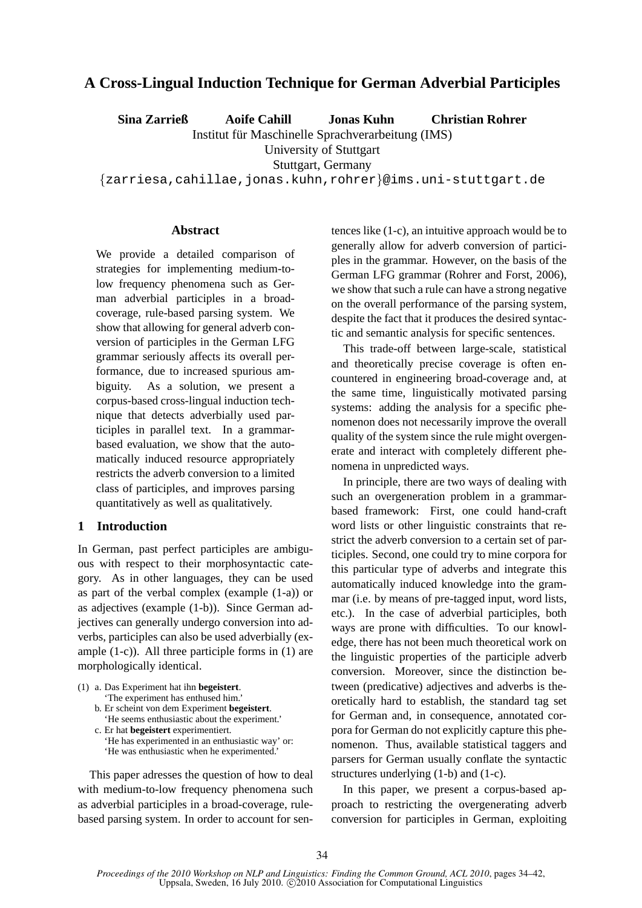# A Cross-Lingual Induction Technique for German Adverbial Participles

**Sina Zarrieß** **Aoife Cahill** **Jonas Kuhn** **Christian Rohrer**

Institut für Maschinelle Sprachverarbeitung (IMS)
University of Stuttgart
Stuttgart, Germany
{zarriesa,cahillae,jonas.kuhn,rohrer}@ims.uni-stuttgart.de

## Abstract

We provide a detailed comparison of strategies for implementing medium-to-low frequency phenomena such as German adverbial participles in a broad-coverage, rule-based parsing system. We show that allowing for general adverb conversion of participles in the German LFG grammar seriously affects its overall performance, due to increased spurious ambiguity. As a solution, we present a corpus-based cross-lingual induction technique that detects adverbially used participles in parallel text. In a grammar-based evaluation, we show that the automatically induced resource appropriately restricts the adverb conversion to a limited class of participles, and improves parsing quantitatively as well as qualitatively.

## 1 Introduction

In German, past perfect participles are ambiguous with respect to their morphosyntactic category. As in other languages, they can be used as part of the verbal complex (example (1-a)) or as adjectives (example (1-b)). Since German adjectives can generally undergo conversion into adverbs, participles can also be used adverbially (example (1-c)). All three participle forms in (1) are morphologically identical.

(1) a. Das Experiment hat ihn **begeistert**.
'The experiment has enthused him.'
b. Er scheint von dem Experiment **begeistert**.
'He seems enthusiastic about the experiment.'
c. Er hat **begeistert** experimentiert.
'He has experimented in an enthusiastic way' or:
'He was enthusiastic when he experimented.'

This paper adresses the question of how to deal with medium-to-low frequency phenomena such as adverbial participles in a broad-coverage, rule-based parsing system. In order to account for sentences like (1-c), an intuitive approach would be to generally allow for adverb conversion of participles in the grammar. However, on the basis of the German LFG grammar (Rohrer and Forst, 2006), we show that such a rule can have a strong negative on the overall performance of the parsing system, despite the fact that it produces the desired syntactic and semantic analysis for specific sentences.

This trade-off between large-scale, statistical and theoretically precise coverage is often encountered in engineering broad-coverage and, at the same time, linguistically motivated parsing systems: adding the analysis for a specific phenomenon does not necessarily improve the overall quality of the system since the rule might overgenerate and interact with completely different phenomena in unpredicted ways.

In principle, there are two ways of dealing with such an overgeneration problem in a grammar-based framework: First, one could hand-craft word lists or other linguistic constraints that restrict the adverb conversion to a certain set of participles. Second, one could try to mine corpora for this particular type of adverbs and integrate this automatically induced knowledge into the grammar (i.e. by means of pre-tagged input, word lists, etc.). In the case of adverbial participles, both ways are prone with difficulties. To our knowledge, there has not been much theoretical work on the linguistic properties of the participle adverb conversion. Moreover, since the distinction between (predicative) adjectives and adverbs is theoretically hard to establish, the standard tag set for German and, in consequence, annotated corpora for German do not explicitly capture this phenomenon. Thus, available statistical taggers and parsers for German usually conflate the syntactic structures underlying (1-b) and (1-c).

In this paper, we present a corpus-based approach to restricting the overgenerating adverb conversion for participles in German, exploiting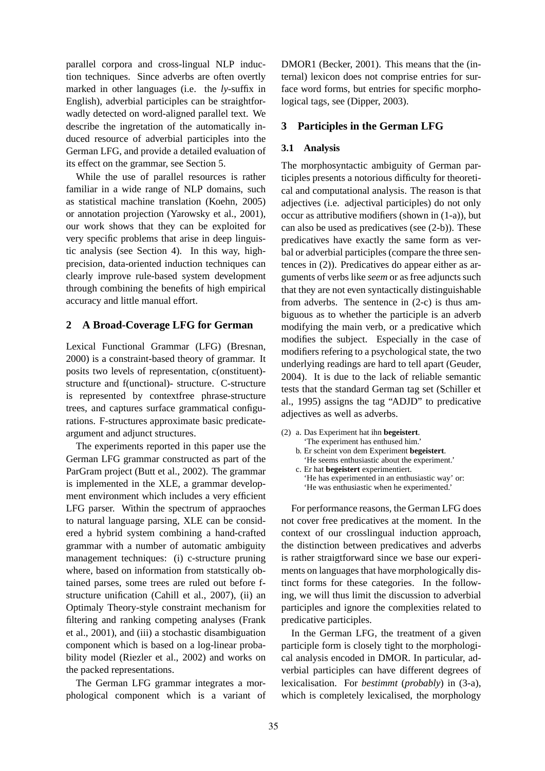parallel corpora and cross-lingual NLP induction techniques. Since adverbs are often overtly marked in other languages (i.e. the *ly*-suffix in English), adverbial participles can be straightforwadly detected on word-aligned parallel text. We describe the ingretation of the automatically induced resource of adverbial participles into the German LFG, and provide a detailed evaluation of its effect on the grammar, see Section 5.

While the use of parallel resources is rather familiar in a wide range of NLP domains, such as statistical machine translation (Koehn, 2005) or annotation projection (Yarowsky et al., 2001), our work shows that they can be exploited for very specific problems that arise in deep linguistic analysis (see Section 4). In this way, high-precision, data-oriented induction techniques can clearly improve rule-based system development through combining the benefits of high empirical accuracy and little manual effort.

## 2 A Broad-Coverage LFG for German

Lexical Functional Grammar (LFG) (Bresnan, 2000) is a constraint-based theory of grammar. It posits two levels of representation, c(onstituent)-structure and f(unctional)- structure. C-structure is represented by contextfree phrase-structure trees, and captures surface grammatical configurations. F-structures approximate basic predicate-argument and adjunct structures.

The experiments reported in this paper use the German LFG grammar constructed as part of the ParGram project (Butt et al., 2002). The grammar is implemented in the XLE, a grammar development environment which includes a very efficient LFG parser. Within the spectrum of appraoches to natural language parsing, XLE can be considered a hybrid system combining a hand-crafted grammar with a number of automatic ambiguity management techniques: (i) c-structure pruning where, based on information from statstically obtained parses, some trees are ruled out before f-structure unification (Cahill et al., 2007), (ii) an Optimaly Theory-style constraint mechanism for filtering and ranking competing analyses (Frank et al., 2001), and (iii) a stochastic disambiguation component which is based on a log-linear probability model (Riezler et al., 2002) and works on the packed representations.

The German LFG grammar integrates a morphological component which is a variant of DMOR1 (Becker, 2001). This means that the (internal) lexicon does not comprise entries for surface word forms, but entries for specific morphological tags, see (Dipper, 2003).

## 3 Participles in the German LFG

### 3.1 Analysis

The morphosyntactic ambiguity of German participles presents a notorious difficulty for theoretical and computational analysis. The reason is that adjectives (i.e. adjectival participles) do not only occur as attributive modifiers (shown in (1-a)), but can also be used as predicatives (see (2-b)). These predicatives have exactly the same form as verbal or adverbial participles (compare the three sentences in (2)). Predicatives do appear either as arguments of verbs like *seem* or as free adjuncts such that they are not even syntactically distinguishable from adverbs. The sentence in (2-c) is thus ambiguous as to whether the participle is an adverb modifying the main verb, or a predicative which modifies the subject. Especially in the case of modifiers refering to a psychological state, the two underlying readings are hard to tell apart (Geuder, 2004). It is due to the lack of reliable semantic tests that the standard German tag set (Schiller et al., 1995) assigns the tag "ADJD" to predicative adjectives as well as adverbs.

(2) a. Das Experiment hat ihn **begeistert**.
 'The experiment has enthused him.'
 b. Er scheint von dem Experiment **begeistert**.
 'He seems enthusiastic about the experiment.'
 c. Er hat **begeistert** experimentiert.
 'He has experimented in an enthusiastic way' or:
 'He was enthusiastic when he experimented.'

For performance reasons, the German LFG does not cover free predicatives at the moment. In the context of our crosslingual induction approach, the distinction between predicatives and adverbs is rather straigtforward since we base our experiments on languages that have morphologically distinct forms for these categories. In the following, we will thus limit the discussion to adverbial participles and ignore the complexities related to predicative participles.

In the German LFG, the treatment of a given participle form is closely tight to the morphological analysis encoded in DMOR. In particular, adverbial participles can have different degrees of lexicalisation. For *bestimmt* (*probably*) in (3-a), which is completely lexicalised, the morphology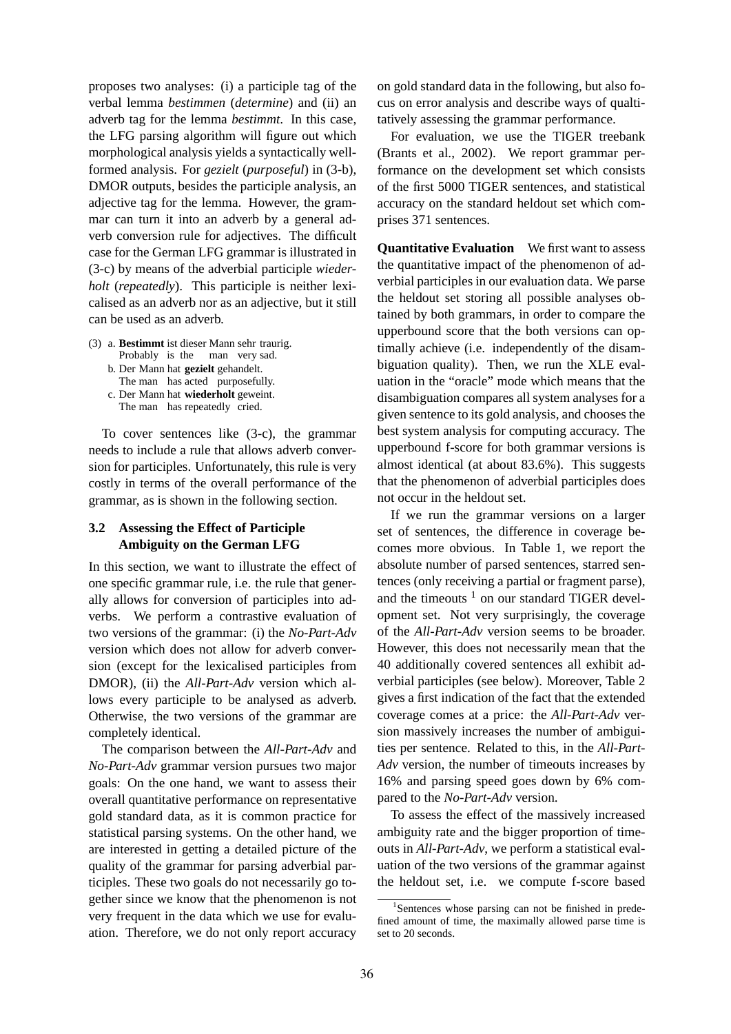proposes two analyses: (i) a participle tag of the verbal lemma *bestimmen* (*determine*) and (ii) an adverb tag for the lemma *bestimmt*. In this case, the LFG parsing algorithm will figure out which morphological analysis yields a syntactically well-formed analysis. For *gezielt* (*purposeful*) in (3-b), DMOR outputs, besides the participle analysis, an adjective tag for the lemma. However, the grammar can turn it into an adverb by a general adverb conversion rule for adjectives. The difficult case for the German LFG grammar is illustrated in (3-c) by means of the adverbial participle *wiederholt* (*repeatedly*). This participle is neither lexicalised as an adverb nor as an adjective, but it still can be used as an adverb.

(3) a. **Bestimmt** ist dieser Mann sehr traurig.
    Probably is the man very sad.
  b. Der Mann hat **gezielt** gehandelt.
    The man has acted purposefully.
  c. Der Mann hat **wiederholt** geweint.
    The man has repeatedly cried.

To cover sentences like (3-c), the grammar needs to include a rule that allows adverb conversion for participles. Unfortunately, this rule is very costly in terms of the overall performance of the grammar, as is shown in the following section.

### 3.2 Assessing the Effect of Participle Ambiguity on the German LFG

In this section, we want to illustrate the effect of one specific grammar rule, i.e. the rule that generally allows for conversion of participles into adverbs. We perform a contrastive evaluation of two versions of the grammar: (i) the *No-Part-Adv* version which does not allow for adverb conversion (except for the lexicalised participles from DMOR), (ii) the *All-Part-Adv* version which allows every participle to be analysed as adverb. Otherwise, the two versions of the grammar are completely identical.

The comparison between the *All-Part-Adv* and *No-Part-Adv* grammar version pursues two major goals: On the one hand, we want to assess their overall quantitative performance on representative gold standard data, as it is common practice for statistical parsing systems. On the other hand, we are interested in getting a detailed picture of the quality of the grammar for parsing adverbial participles. These two goals do not necessarily go together since we know that the phenomenon is not very frequent in the data which we use for evaluation. Therefore, we do not only report accuracy on gold standard data in the following, but also focus on error analysis and describe ways of qualitatively assessing the grammar performance.

For evaluation, we use the TIGER treebank (Brants et al., 2002). We report grammar performance on the development set which consists of the first 5000 TIGER sentences, and statistical accuracy on the standard heldout set which comprises 371 sentences.

**Quantitative Evaluation** We first want to assess the quantitative impact of the phenomenon of adverbial participles in our evaluation data. We parse the heldout set storing all possible analyses obtained by both grammars, in order to compare the upperbound score that the both versions can optimally achieve (i.e. independently of the disambiguation quality). Then, we run the XLE evaluation in the "oracle" mode which means that the disambiguation compares all system analyses for a given sentence to its gold analysis, and chooses the best system analysis for computing accuracy. The upperbound f-score for both grammar versions is almost identical (at about 83.6%). This suggests that the phenomenon of adverbial participles does not occur in the heldout set.

If we run the grammar versions on a larger set of sentences, the difference in coverage becomes more obvious. In Table 1, we report the absolute number of parsed sentences, starred sentences (only receiving a partial or fragment parse), and the timeouts [1] on our standard TIGER development set. Not very surprisingly, the coverage of the *All-Part-Adv* version seems to be broader. However, this does not necessarily mean that the 40 additionally covered sentences all exhibit adverbial participles (see below). Moreover, Table 2 gives a first indication of the fact that the extended coverage comes at a price: the *All-Part-Adv* version massively increases the number of ambiguities per sentence. Related to this, in the *All-Part-Adv* version, the number of timeouts increases by 16% and parsing speed goes down by 6% compared to the *No-Part-Adv* version.

To assess the effect of the massively increased ambiguity rate and the bigger proportion of timeouts in *All-Part-Adv*, we perform a statistical evaluation of the two versions of the grammar against the heldout set, i.e. we compute f-score based

[1] Sentences whose parsing can not be finished in predefined amount of time, the maximally allowed parse time is set to 20 seconds.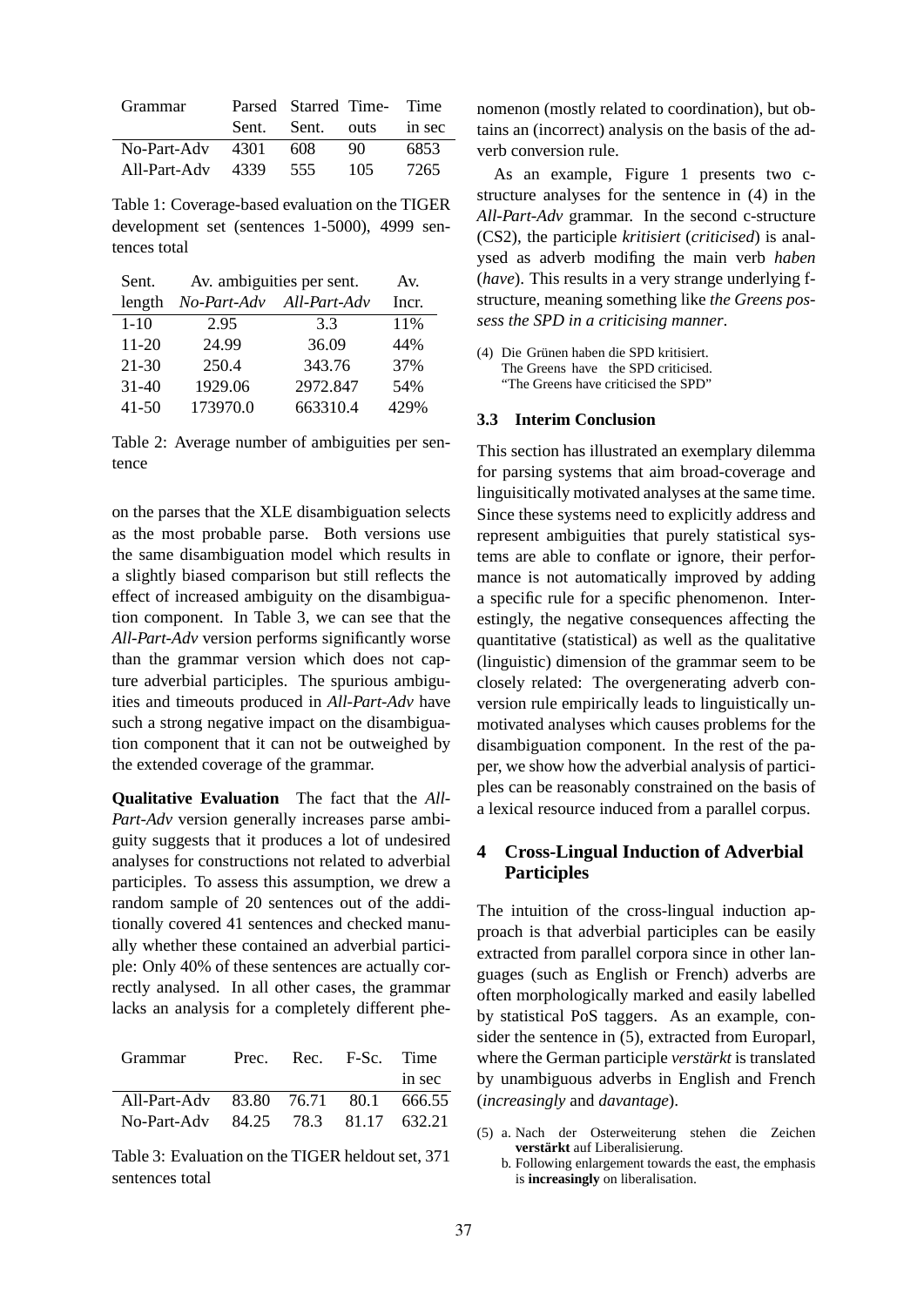| Grammar | Parsed Sent. | Starred Sent. | Time-outs | Time in sec |
|---|---|---|---|---|
| No-Part-Adv | 4301 | 608 | 90 | 6853 |
| All-Part-Adv | 4339 | 555 | 105 | 7265 |

Table 1: Coverage-based evaluation on the TIGER development set (sentences 1-5000), 4999 sentences total

| Sent. length | Av. ambiguities per sent. *No-Part-Adv* | *All-Part-Adv* | Av. Incr. |
|---|---|---|---|
| 1-10 | 2.95 | 3.3 | 11% |
| 11-20 | 24.99 | 36.09 | 44% |
| 21-30 | 250.4 | 343.76 | 37% |
| 31-40 | 1929.06 | 2972.847 | 54% |
| 41-50 | 173970.0 | 663310.4 | 429% |

Table 2: Average number of ambiguities per sentence

on the parses that the XLE disambiguation selects as the most probable parse. Both versions use the same disambiguation model which results in a slightly biased comparison but still reflects the effect of increased ambiguity on the disambiguation component. In Table 3, we can see that the *All-Part-Adv* version performs significantly worse than the grammar version which does not capture adverbial participles. The spurious ambiguities and timeouts produced in *All-Part-Adv* have such a strong negative impact on the disambiguation component that it can not be outweighed by the extended coverage of the grammar.

**Qualitative Evaluation** The fact that the *All-Part-Adv* version generally increases parse ambiguity suggests that it produces a lot of undesired analyses for constructions not related to adverbial participles. To assess this assumption, we drew a random sample of 20 sentences out of the additionally covered 41 sentences and checked manually whether these contained an adverbial participle: Only 40% of these sentences are actually correctly analysed. In all other cases, the grammar lacks an analysis for a completely different phenomenon (mostly related to coordination), but obtains an (incorrect) analysis on the basis of the adverb conversion rule.

| Grammar | Prec. | Rec. | F-Sc. | Time in sec |
|---|---|---|---|---|
| All-Part-Adv | 83.80 | 76.71 | 80.1 | 666.55 |
| No-Part-Adv | 84.25 | 78.3 | 81.17 | 632.21 |

Table 3: Evaluation on the TIGER heldout set, 371 sentences total

As an example, Figure 1 presents two c-structure analyses for the sentence in (4) in the *All-Part-Adv* grammar. In the second c-structure (CS2), the participle *kritisiert* (*criticised*) is analysed as adverb modifing the main verb *haben* (*have*). This results in a very strange underlying f-structure, meaning something like *the Greens possess the SPD in a criticising manner*.

(4) Die Grünen haben die SPD kritisiert.
The Greens have the SPD criticised.
"The Greens have criticised the SPD"

### 3.3 Interim Conclusion

This section has illustrated an exemplary dilemma for parsing systems that aim broad-coverage and linguisitically motivated analyses at the same time. Since these systems need to explicitly address and represent ambiguities that purely statistical systems are able to conflate or ignore, their performance is not automatically improved by adding a specific rule for a specific phenomenon. Interestingly, the negative consequences affecting the quantitative (statistical) as well as the qualitative (linguistic) dimension of the grammar seem to be closely related: The overgenerating adverb conversion rule empirically leads to linguistically unmotivated analyses which causes problems for the disambiguation component. In the rest of the paper, we show how the adverbial analysis of participles can be reasonably constrained on the basis of a lexical resource induced from a parallel corpus.

## 4 Cross-Lingual Induction of Adverbial Participles

The intuition of the cross-lingual induction approach is that adverbial participles can be easily extracted from parallel corpora since in other languages (such as English or French) adverbs are often morphologically marked and easily labelled by statistical PoS taggers. As an example, consider the sentence in (5), extracted from Europarl, where the German participle *verstärkt* is translated by unambiguous adverbs in English and French (*increasingly* and *davantage*).

(5) a. Nach der Osterweiterung stehen die Zeichen **verstärkt** auf Liberalisierung.
b. Following enlargement towards the east, the emphasis is **increasingly** on liberalisation.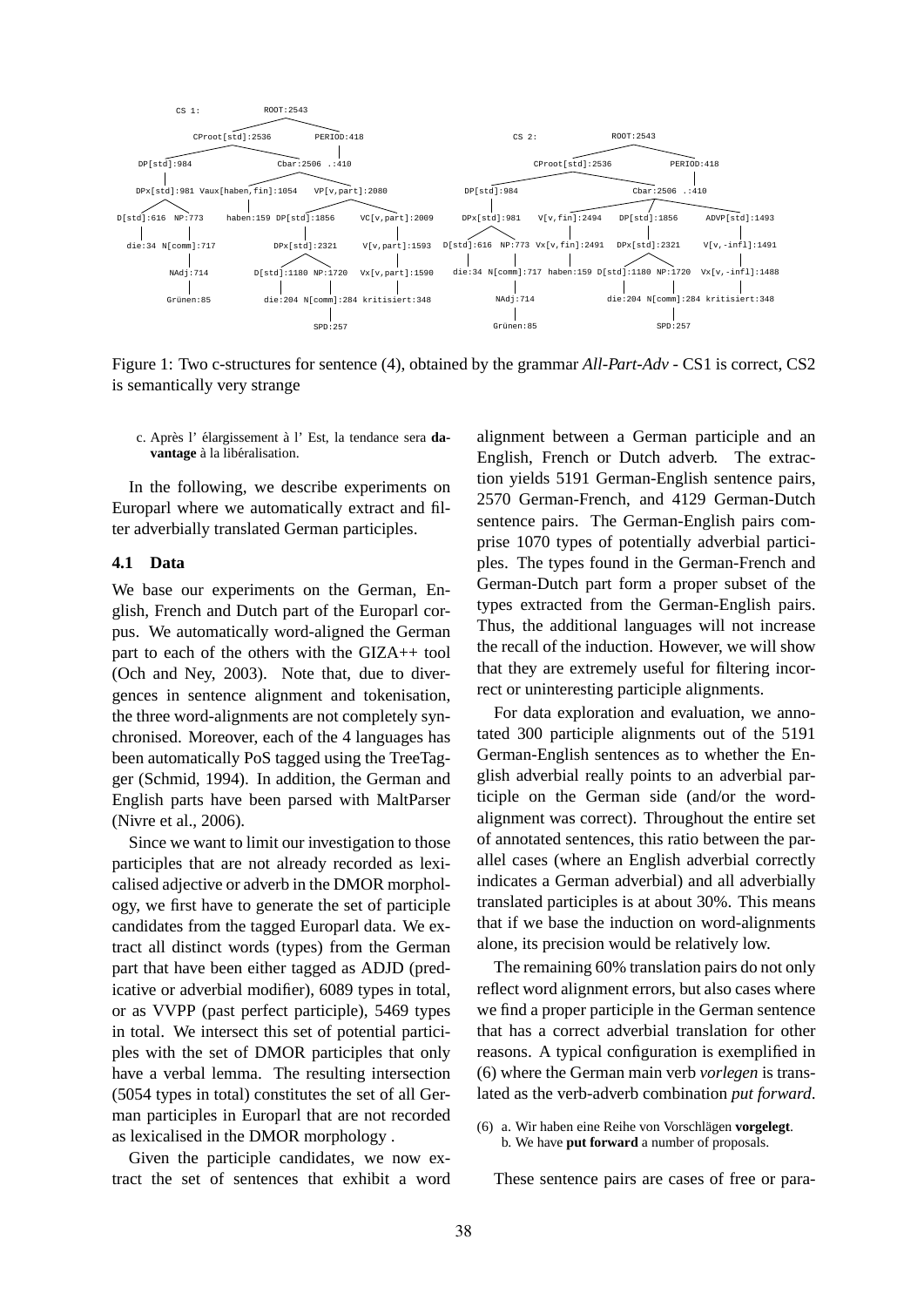```
CS 1:                         ROOT:2543
                CProot[std]:2536          PERIOD:418
    DP[std]:984                    Cbar:2506 .:410
    DPx[std]:981   Vaux[haben,fin]:1054   VP[v,part]:2080
D[std]:616  NP:773     haben:159   DP[std]:1856       VC[v,part]:2009
die:34  N[comm]:717                DPx[std]:2321      V[v,part]:1593
        NAdj:714           D[std]:1180  NP:1720       Vx[v,part]:1590
        Grünen:85          die:204  N[comm]:284       kritisiert:348
                                    SPD:257

CS 2:                         ROOT:2543
                CProot[std]:2536          PERIOD:418
    DP[std]:984                         Cbar:2506 .:410
    DPx[std]:981      V[v,fin]:2494   DP[std]:1856      ADVP[std]:1493
D[std]:616  NP:773    Vx[v,fin]:2491  DPx[std]:2321     V[v,-infl]:1491
die:34  N[comm]:717   haben:159   D[std]:1180  NP:1720  Vx[v,-infl]:1488
        NAdj:714                  die:204  N[comm]:284  kritisiert:348
        Grünen:85                          SPD:257
```

Figure 1: Two c-structures for sentence (4), obtained by the grammar *All-Part-Adv* - CS1 is correct, CS2 is semantically very strange

c. Après l' élargissement à l' Est, la tendance sera **davantage** à la libéralisation.

In the following, we describe experiments on Europarl where we automatically extract and filter adverbially translated German participles.

### 4.1 Data

We base our experiments on the German, English, French and Dutch part of the Europarl corpus. We automatically word-aligned the German part to each of the others with the GIZA++ tool (Och and Ney, 2003). Note that, due to divergences in sentence alignment and tokenisation, the three word-alignments are not completely synchronised. Moreover, each of the 4 languages has been automatically PoS tagged using the TreeTagger (Schmid, 1994). In addition, the German and English parts have been parsed with MaltParser (Nivre et al., 2006).

Since we want to limit our investigation to those participles that are not already recorded as lexicalised adjective or adverb in the DMOR morphology, we first have to generate the set of participle candidates from the tagged Europarl data. We extract all distinct words (types) from the German part that have been either tagged as ADJD (predicative or adverbial modifier), 6089 types in total, or as VVPP (past perfect participle), 5469 types in total. We intersect this set of potential participles with the set of DMOR participles that only have a verbal lemma. The resulting intersection (5054 types in total) constitutes the set of all German participles in Europarl that are not recorded as lexicalised in the DMOR morphology .

Given the participle candidates, we now extract the set of sentences that exhibit a word alignment between a German participle and an English, French or Dutch adverb. The extraction yields 5191 German-English sentence pairs, 2570 German-French, and 4129 German-Dutch sentence pairs. The German-English pairs comprise 1070 types of potentially adverbial participles. The types found in the German-French and German-Dutch part form a proper subset of the types extracted from the German-English pairs. Thus, the additional languages will not increase the recall of the induction. However, we will show that they are extremely useful for filtering incorrect or uninteresting participle alignments.

For data exploration and evaluation, we annotated 300 participle alignments out of the 5191 German-English sentences as to whether the English adverbial really points to an adverbial participle on the German side (and/or the word-alignment was correct). Throughout the entire set of annotated sentences, this ratio between the parallel cases (where an English adverbial correctly indicates a German adverbial) and all adverbially translated participles is at about 30%. This means that if we base the induction on word-alignments alone, its precision would be relatively low.

The remaining 60% translation pairs do not only reflect word alignment errors, but also cases where we find a proper participle in the German sentence that has a correct adverbial translation for other reasons. A typical configuration is exemplified in (6) where the German main verb *vorlegen* is translated as the verb-adverb combination *put forward*.

(6) a. Wir haben eine Reihe von Vorschlägen **vorgelegt**.
b. We have **put forward** a number of proposals.

These sentence pairs are cases of free or para-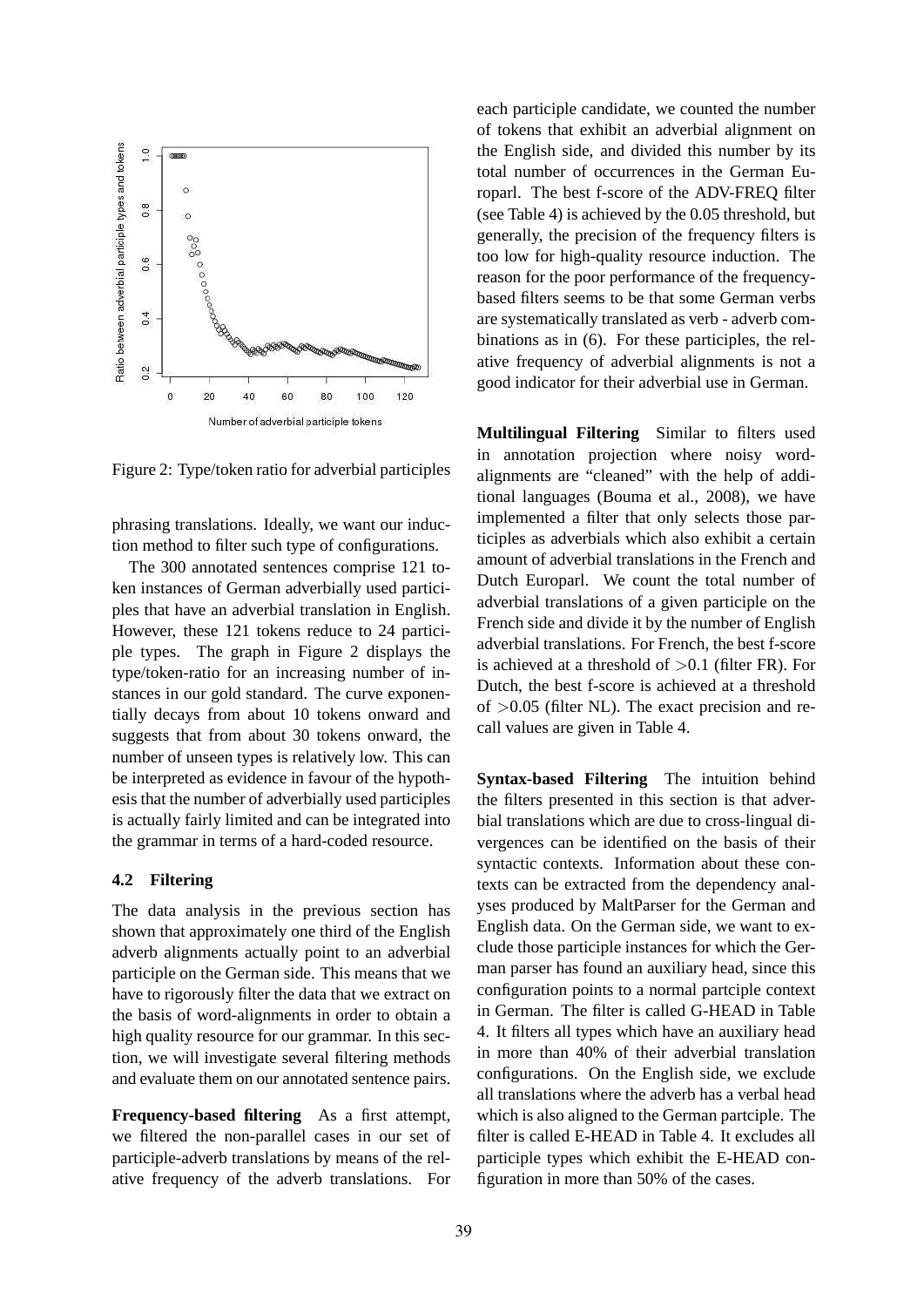Figure 2: Type/token ratio for adverbial participles

phrasing translations. Ideally, we want our induction method to filter such type of configurations.

The 300 annotated sentences comprise 121 token instances of German adverbially used participles that have an adverbial translation in English. However, these 121 tokens reduce to 24 participle types. The graph in Figure 2 displays the type/token-ratio for an increasing number of instances in our gold standard. The curve exponentially decays from about 10 tokens onward and suggests that from about 30 tokens onward, the number of unseen types is relatively low. This can be interpreted as evidence in favour of the hypothesis that the number of adverbially used participles is actually fairly limited and can be integrated into the grammar in terms of a hard-coded resource.

### 4.2 Filtering

The data analysis in the previous section has shown that approximately one third of the English adverb alignments actually point to an adverbial participle on the German side. This means that we have to rigorously filter the data that we extract on the basis of word-alignments in order to obtain a high quality resource for our grammar. In this section, we will investigate several filtering methods and evaluate them on our annotated sentence pairs.

**Frequency-based filtering** As a first attempt, we filtered the non-parallel cases in our set of participle-adverb translations by means of the relative frequency of the adverb translations. For each participle candidate, we counted the number of tokens that exhibit an adverbial alignment on the English side, and divided this number by its total number of occurrences in the German Europarl. The best f-score of the ADV-FREQ filter (see Table 4) is achieved by the 0.05 threshold, but generally, the precision of the frequency filters is too low for high-quality resource induction. The reason for the poor performance of the frequency-based filters seems to be that some German verbs are systematically translated as verb - adverb combinations as in (6). For these participles, the relative frequency of adverbial alignments is not a good indicator for their adverbial use in German.

**Multilingual Filtering** Similar to filters used in annotation projection where noisy word-alignments are "cleaned" with the help of additional languages (Bouma et al., 2008), we have implemented a filter that only selects those participles as adverbials which also exhibit a certain amount of adverbial translations in the French and Dutch Europarl. We count the total number of adverbial translations of a given participle on the French side and divide it by the number of English adverbial translations. For French, the best f-score is achieved at a threshold of $>0.1$ (filter FR). For Dutch, the best f-score is achieved at a threshold of $>0.05$ (filter NL). The exact precision and recall values are given in Table 4.

**Syntax-based Filtering** The intuition behind the filters presented in this section is that adverbial translations which are due to cross-lingual divergences can be identified on the basis of their syntactic contexts. Information about these contexts can be extracted from the dependency analyses produced by MaltParser for the German and English data. On the German side, we want to exclude those participle instances for which the German parser has found an auxiliary head, since this configuration points to a normal partciple context in German. The filter is called G-HEAD in Table 4. It filters all types which have an auxiliary head in more than 40% of their adverbial translation configurations. On the English side, we exclude all translations where the adverb has a verbal head which is also aligned to the German partciple. The filter is called E-HEAD in Table 4. It excludes all participle types which exhibit the E-HEAD configuration in more than 50% of the cases.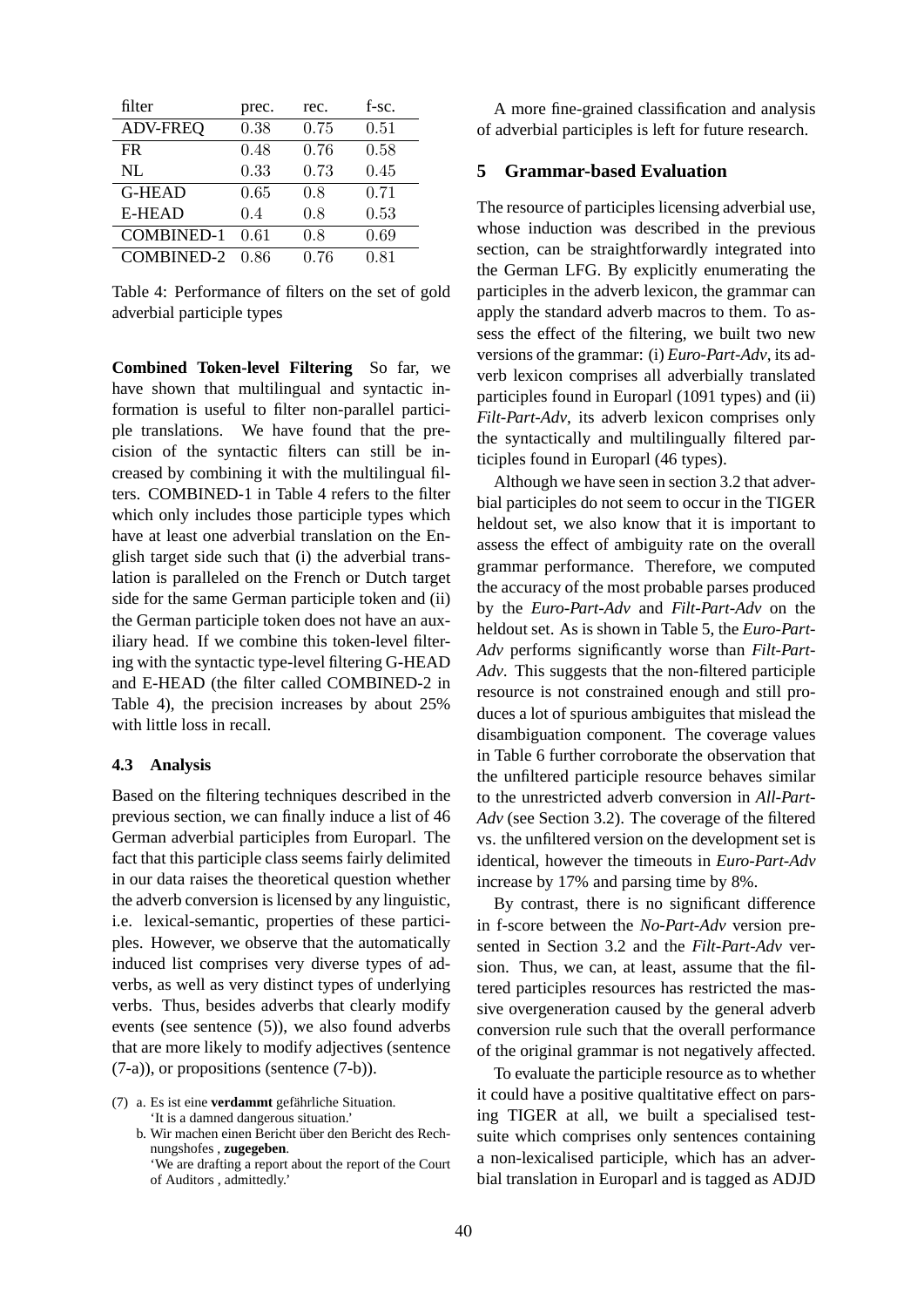| filter | prec. | rec. | f-sc. |
|---|---|---|---|
| ADV-FREQ | 0.38 | 0.75 | 0.51 |
| FR | 0.48 | 0.76 | 0.58 |
| NL | 0.33 | 0.73 | 0.45 |
| G-HEAD | 0.65 | 0.8 | 0.71 |
| E-HEAD | 0.4 | 0.8 | 0.53 |
| COMBINED-1 | 0.61 | 0.8 | 0.69 |
| COMBINED-2 | 0.86 | 0.76 | 0.81 |

Table 4: Performance of filters on the set of gold adverbial participle types

**Combined Token-level Filtering** So far, we have shown that multilingual and syntactic information is useful to filter non-parallel participle translations. We have found that the precision of the syntactic filters can still be increased by combining it with the multilingual filters. COMBINED-1 in Table 4 refers to the filter which only includes those participle types which have at least one adverbial translation on the English target side such that (i) the adverbial translation is paralleled on the French or Dutch target side for the same German participle token and (ii) the German participle token does not have an auxiliary head. If we combine this token-level filtering with the syntactic type-level filtering G-HEAD and E-HEAD (the filter called COMBINED-2 in Table 4), the precision increases by about 25% with little loss in recall.

### 4.3 Analysis

Based on the filtering techniques described in the previous section, we can finally induce a list of 46 German adverbial participles from Europarl. The fact that this participle class seems fairly delimited in our data raises the theoretical question whether the adverb conversion is licensed by any linguistic, i.e. lexical-semantic, properties of these participles. However, we observe that the automatically induced list comprises very diverse types of adverbs, as well as very distinct types of underlying verbs. Thus, besides adverbs that clearly modify events (see sentence (5)), we also found adverbs that are more likely to modify adjectives (sentence (7-a)), or propositions (sentence (7-b)).

(7) a. Es ist eine **verdammt** gefährliche Situation.
'It is a damned dangerous situation.'
b. Wir machen einen Bericht über den Bericht des Rechnungshofes , **zugegeben**.
'We are drafting a report about the report of the Court of Auditors , admittedly.'

A more fine-grained classification and analysis of adverbial participles is left for future research.

## 5 Grammar-based Evaluation

The resource of participles licensing adverbial use, whose induction was described in the previous section, can be straightforwardly integrated into the German LFG. By explicitly enumerating the participles in the adverb lexicon, the grammar can apply the standard adverb macros to them. To assess the effect of the filtering, we built two new versions of the grammar: (i) *Euro-Part-Adv*, its adverb lexicon comprises all adverbially translated participles found in Europarl (1091 types) and (ii) *Filt-Part-Adv*, its adverb lexicon comprises only the syntactically and multilingually filtered participles found in Europarl (46 types).

Although we have seen in section 3.2 that adverbial participles do not seem to occur in the TIGER heldout set, we also know that it is important to assess the effect of ambiguity rate on the overall grammar performance. Therefore, we computed the accuracy of the most probable parses produced by the *Euro-Part-Adv* and *Filt-Part-Adv* on the heldout set. As is shown in Table 5, the *Euro-Part-Adv* performs significantly worse than *Filt-Part-Adv*. This suggests that the non-filtered participle resource is not constrained enough and still produces a lot of spurious ambiguites that mislead the disambiguation component. The coverage values in Table 6 further corroborate the observation that the unfiltered participle resource behaves similar to the unrestricted adverb conversion in *All-Part-Adv* (see Section 3.2). The coverage of the filtered vs. the unfiltered version on the development set is identical, however the timeouts in *Euro-Part-Adv* increase by 17% and parsing time by 8%.

By contrast, there is no significant difference in f-score between the *No-Part-Adv* version presented in Section 3.2 and the *Filt-Part-Adv* version. Thus, we can, at least, assume that the filtered participles resources has restricted the massive overgeneration caused by the general adverb conversion rule such that the overall performance of the original grammar is not negatively affected.

To evaluate the participle resource as to whether it could have a positive qualtitative effect on parsing TIGER at all, we built a specialised testsuite which comprises only sentences containing a non-lexicalised participle, which has an adverbial translation in Europarl and is tagged as ADJD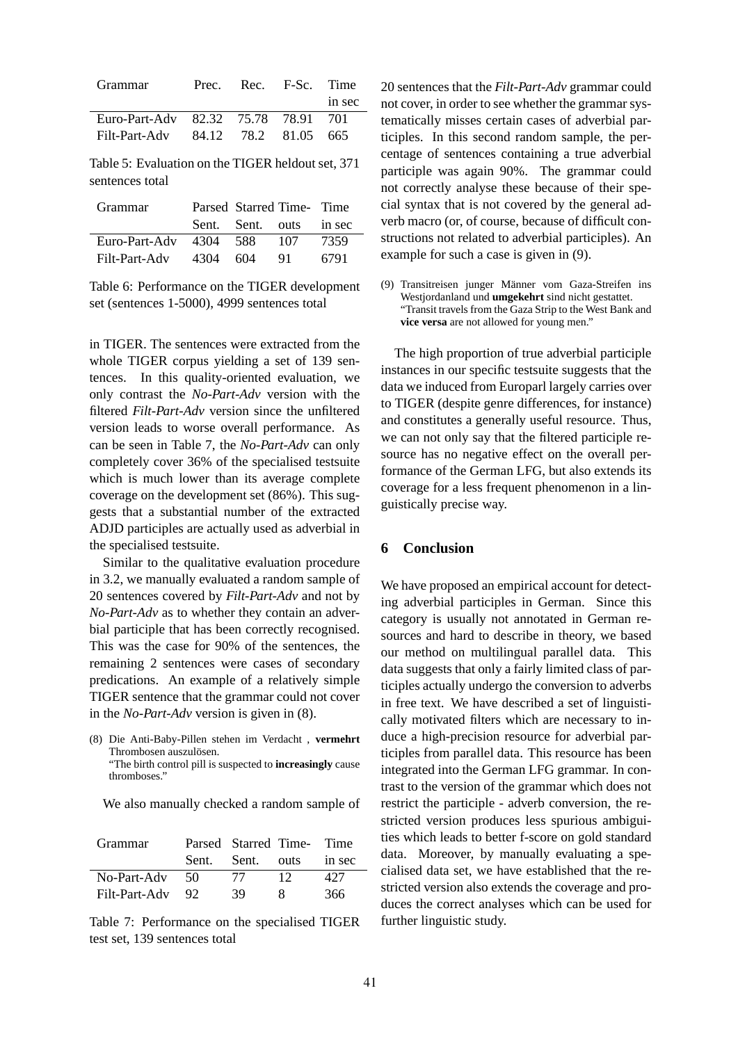| Grammar | Prec. | Rec. | F-Sc. | Time in sec |
|---|---|---|---|---|
| Euro-Part-Adv | 82.32 | 75.78 | 78.91 | 701 |
| Filt-Part-Adv | 84.12 | 78.2 | 81.05 | 665 |

Table 5: Evaluation on the TIGER heldout set, 371 sentences total

| Grammar | Parsed Sent. | Starred Sent. | Time-outs | Time in sec |
|---|---|---|---|---|
| Euro-Part-Adv | 4304 | 588 | 107 | 7359 |
| Filt-Part-Adv | 4304 | 604 | 91 | 6791 |

Table 6: Performance on the TIGER development set (sentences 1-5000), 4999 sentences total

in TIGER. The sentences were extracted from the whole TIGER corpus yielding a set of 139 sentences. In this quality-oriented evaluation, we only contrast the *No-Part-Adv* version with the filtered *Filt-Part-Adv* version since the unfiltered version leads to worse overall performance. As can be seen in Table 7, the *No-Part-Adv* can only completely cover 36% of the specialised testsuite which is much lower than its average complete coverage on the development set (86%). This suggests that a substantial number of the extracted ADJD participles are actually used as adverbial in the specialised testsuite.

Similar to the qualitative evaluation procedure in 3.2, we manually evaluated a random sample of 20 sentences covered by *Filt-Part-Adv* and not by *No-Part-Adv* as to whether they contain an adverbial participle that has been correctly recognised. This was the case for 90% of the sentences, the remaining 2 sentences were cases of secondary predications. An example of a relatively simple TIGER sentence that the grammar could not cover in the *No-Part-Adv* version is given in (8).

(8) Die Anti-Baby-Pillen stehen im Verdacht , **vermehrt** Thrombosen auszulösen.
"The birth control pill is suspected to **increasingly** cause thromboses."

We also manually checked a random sample of 20 sentences that the *Filt-Part-Adv* grammar could not cover, in order to see whether the grammar systematically misses certain cases of adverbial participles. In this second random sample, the percentage of sentences containing a true adverbial participle was again 90%. The grammar could not correctly analyse these because of their special syntax that is not covered by the general adverb macro (or, of course, because of difficult constructions not related to adverbial participles). An example for such a case is given in (9).

(9) Transitreisen junger Männer vom Gaza-Streifen ins Westjordanland und **umgekehrt** sind nicht gestattet.
"Transit travels from the Gaza Strip to the West Bank and **vice versa** are not allowed for young men."

| Grammar | Parsed Sent. | Starred Sent. | Time-outs | Time in sec |
|---|---|---|---|---|
| No-Part-Adv | 50 | 77 | 12 | 427 |
| Filt-Part-Adv | 92 | 39 | 8 | 366 |

Table 7: Performance on the specialised TIGER test set, 139 sentences total

The high proportion of true adverbial participle instances in our specific testsuite suggests that the data we induced from Europarl largely carries over to TIGER (despite genre differences, for instance) and constitutes a generally useful resource. Thus, we can not only say that the filtered participle resource has no negative effect on the overall performance of the German LFG, but also extends its coverage for a less frequent phenomenon in a linguistically precise way.

## 6 Conclusion

We have proposed an empirical account for detecting adverbial participles in German. Since this category is usually not annotated in German resources and hard to describe in theory, we based our method on multilingual parallel data. This data suggests that only a fairly limited class of participles actually undergo the conversion to adverbs in free text. We have described a set of linguistically motivated filters which are necessary to induce a high-precision resource for adverbial participles from parallel data. This resource has been integrated into the German LFG grammar. In contrast to the version of the grammar which does not restrict the participle - adverb conversion, the restricted version produces less spurious ambiguities which leads to better f-score on gold standard data. Moreover, by manually evaluating a specialised data set, we have established that the restricted version also extends the coverage and produces the correct analyses which can be used for further linguistic study.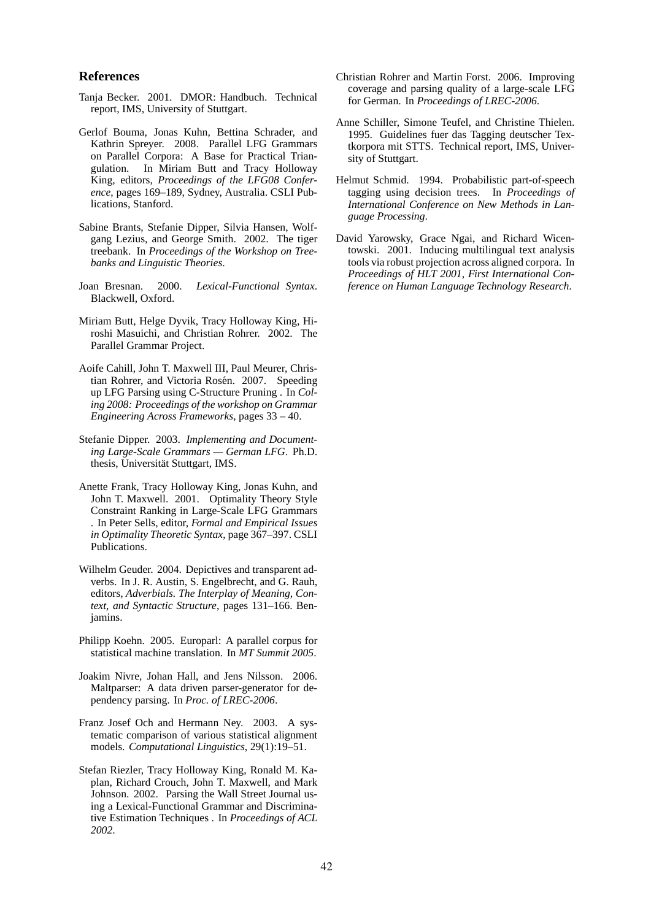## References

Tanja Becker. 2001. DMOR: Handbuch. Technical report, IMS, University of Stuttgart.

Gerlof Bouma, Jonas Kuhn, Bettina Schrader, and Kathrin Spreyer. 2008. Parallel LFG Grammars on Parallel Corpora: A Base for Practical Triangulation. In Miriam Butt and Tracy Holloway King, editors, *Proceedings of the LFG08 Conference*, pages 169–189, Sydney, Australia. CSLI Publications, Stanford.

Sabine Brants, Stefanie Dipper, Silvia Hansen, Wolfgang Lezius, and George Smith. 2002. The tiger treebank. In *Proceedings of the Workshop on Treebanks and Linguistic Theories*.

Joan Bresnan. 2000. *Lexical-Functional Syntax*. Blackwell, Oxford.

Miriam Butt, Helge Dyvik, Tracy Holloway King, Hiroshi Masuichi, and Christian Rohrer. 2002. The Parallel Grammar Project.

Aoife Cahill, John T. Maxwell III, Paul Meurer, Christian Rohrer, and Victoria Rosén. 2007. Speeding up LFG Parsing using C-Structure Pruning . In *Coling 2008: Proceedings of the workshop on Grammar Engineering Across Frameworks*, pages 33 – 40.

Stefanie Dipper. 2003. *Implementing and Documenting Large-Scale Grammars — German LFG*. Ph.D. thesis, Universität Stuttgart, IMS.

Anette Frank, Tracy Holloway King, Jonas Kuhn, and John T. Maxwell. 2001. Optimality Theory Style Constraint Ranking in Large-Scale LFG Grammars . In Peter Sells, editor, *Formal and Empirical Issues in Optimality Theoretic Syntax*, page 367–397. CSLI Publications.

Wilhelm Geuder. 2004. Depictives and transparent adverbs. In J. R. Austin, S. Engelbrecht, and G. Rauh, editors, *Adverbials. The Interplay of Meaning, Context, and Syntactic Structure*, pages 131–166. Benjamins.

Philipp Koehn. 2005. Europarl: A parallel corpus for statistical machine translation. In *MT Summit 2005*.

Joakim Nivre, Johan Hall, and Jens Nilsson. 2006. Maltparser: A data driven parser-generator for dependency parsing. In *Proc. of LREC-2006*.

Franz Josef Och and Hermann Ney. 2003. A systematic comparison of various statistical alignment models. *Computational Linguistics*, 29(1):19–51.

Stefan Riezler, Tracy Holloway King, Ronald M. Kaplan, Richard Crouch, John T. Maxwell, and Mark Johnson. 2002. Parsing the Wall Street Journal using a Lexical-Functional Grammar and Discriminative Estimation Techniques . In *Proceedings of ACL 2002*.

Christian Rohrer and Martin Forst. 2006. Improving coverage and parsing quality of a large-scale LFG for German. In *Proceedings of LREC-2006*.

Anne Schiller, Simone Teufel, and Christine Thielen. 1995. Guidelines fuer das Tagging deutscher Textkorpora mit STTS. Technical report, IMS, University of Stuttgart.

Helmut Schmid. 1994. Probabilistic part-of-speech tagging using decision trees. In *Proceedings of International Conference on New Methods in Language Processing*.

David Yarowsky, Grace Ngai, and Richard Wicentowski. 2001. Inducing multilingual text analysis tools via robust projection across aligned corpora. In *Proceedings of HLT 2001, First International Conference on Human Language Technology Research*.